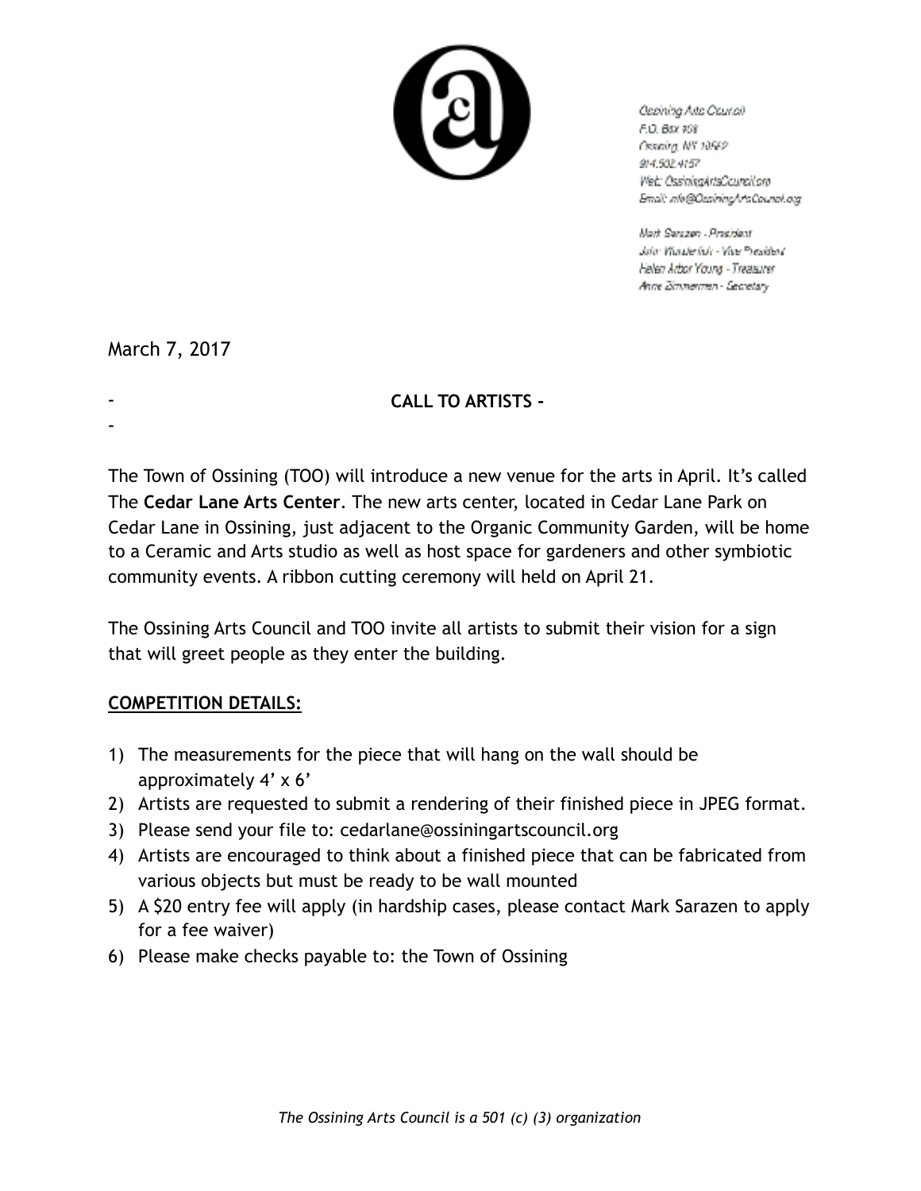Ossining Arts Council
P.O. Box 908
Ossining, NY 10562
914.502.4157
Web: OssiningArtsCouncil.org
Email: info@OssiningArtsCouncil.org

Mark Sarazen - President
John Wunderlich - Vice President
Helen Arbor Young - Treasurer
Anne Zimmerman - Secretary

March 7, 2017

-
**CALL TO ARTISTS -**
-

The Town of Ossining (TOO) will introduce a new venue for the arts in April. It's called The **Cedar Lane Arts Center**. The new arts center, located in Cedar Lane Park on Cedar Lane in Ossining, just adjacent to the Organic Community Garden, will be home to a Ceramic and Arts studio as well as host space for gardeners and other symbiotic community events. A ribbon cutting ceremony will held on April 21.

The Ossining Arts Council and TOO invite all artists to submit their vision for a sign that will greet people as they enter the building.

**<u>COMPETITION DETAILS:</u>**

1) The measurements for the piece that will hang on the wall should be approximately 4' x 6'
2) Artists are requested to submit a rendering of their finished piece in JPEG format.
3) Please send your file to: cedarlane@ossiningartscouncil.org
4) Artists are encouraged to think about a finished piece that can be fabricated from various objects but must be ready to be wall mounted
5) A $20 entry fee will apply (in hardship cases, please contact Mark Sarazen to apply for a fee waiver)
6) Please make checks payable to: the Town of Ossining

*The Ossining Arts Council is a 501 (c) (3) organization*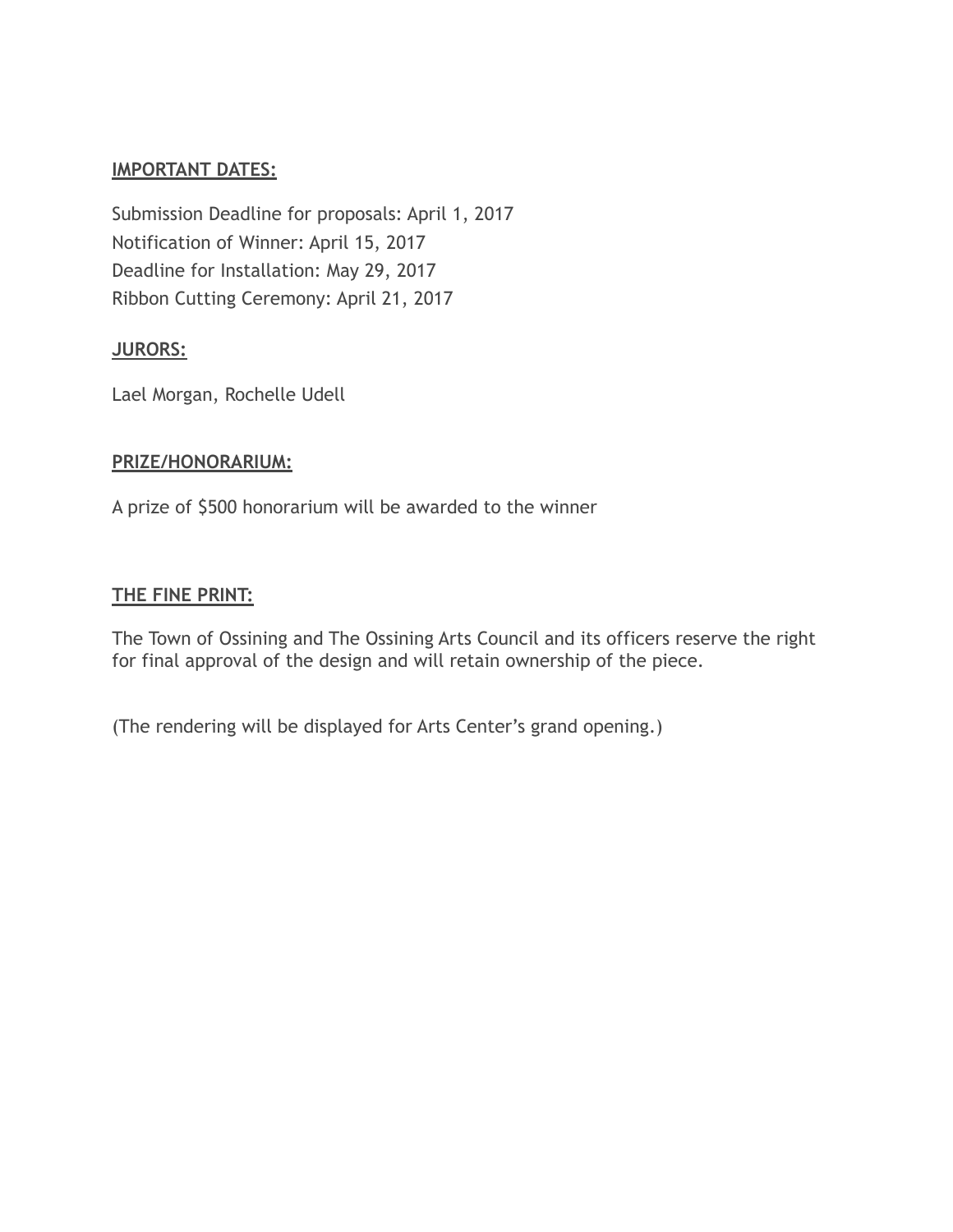**IMPORTANT DATES:**

Submission Deadline for proposals: April 1, 2017
Notification of Winner: April 15, 2017
Deadline for Installation: May 29, 2017
Ribbon Cutting Ceremony: April 21, 2017

**JURORS:**

Lael Morgan, Rochelle Udell

**PRIZE/HONORARIUM:**

A prize of $500 honorarium will be awarded to the winner

**THE FINE PRINT:**

The Town of Ossining and The Ossining Arts Council and its officers reserve the right for final approval of the design and will retain ownership of the piece.

(The rendering will be displayed for Arts Center's grand opening.)